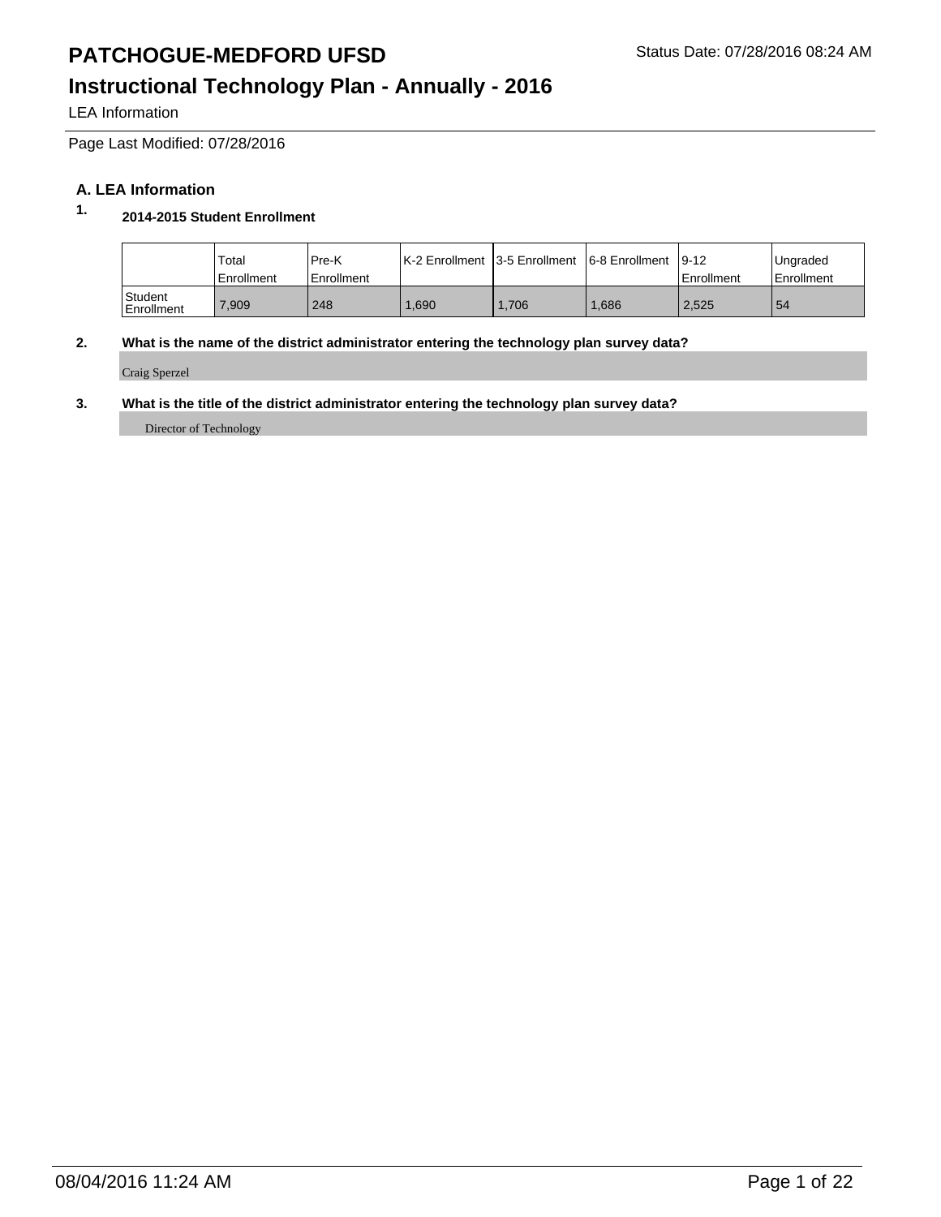# PATCHOGUE-MEDFORD UFSD

Status Date: 07/28/2016 08:24 AM

## Instructional Technology Plan - Annually - 2016

LEA Information

Page Last Modified: 07/28/2016

### A. LEA Information

**1. 2014-2015 Student Enrollment**

| | Total Enrollment | Pre-K Enrollment | K-2 Enrollment | 3-5 Enrollment | 6-8 Enrollment | 9-12 Enrollment | Ungraded Enrollment |
|---|---|---|---|---|---|---|---|
| Student Enrollment | 7,909 | 248 | 1,690 | 1,706 | 1,686 | 2,525 | 54 |

**2. What is the name of the district administrator entering the technology plan survey data?**

Craig Sperzel

**3. What is the title of the district administrator entering the technology plan survey data?**

Director of Technology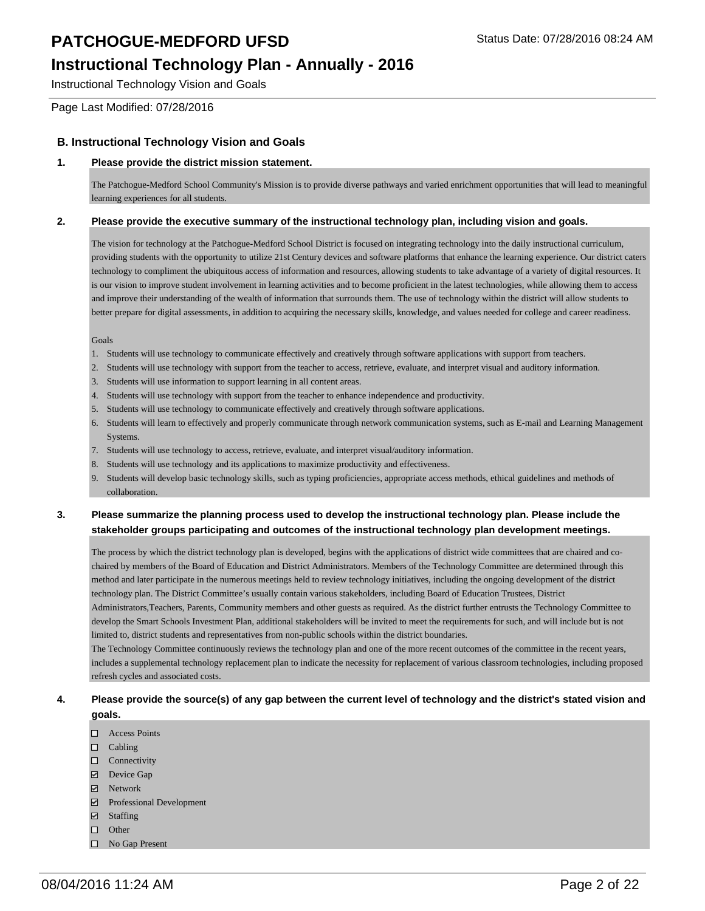## B. Instructional Technology Vision and Goals

**1. Please provide the district mission statement.**

The Patchogue-Medford School Community's Mission is to provide diverse pathways and varied enrichment opportunities that will lead to meaningful learning experiences for all students.

**2. Please provide the executive summary of the instructional technology plan, including vision and goals.**

The vision for technology at the Patchogue-Medford School District is focused on integrating technology into the daily instructional curriculum, providing students with the opportunity to utilize 21st Century devices and software platforms that enhance the learning experience. Our district caters technology to compliment the ubiquitous access of information and resources, allowing students to take advantage of a variety of digital resources. It is our vision to improve student involvement in learning activities and to become proficient in the latest technologies, while allowing them to access and improve their understanding of the wealth of information that surrounds them. The use of technology within the district will allow students to better prepare for digital assessments, in addition to acquiring the necessary skills, knowledge, and values needed for college and career readiness.

Goals

1. Students will use technology to communicate effectively and creatively through software applications with support from teachers.
2. Students will use technology with support from the teacher to access, retrieve, evaluate, and interpret visual and auditory information.
3. Students will use information to support learning in all content areas.
4. Students will use technology with support from the teacher to enhance independence and productivity.
5. Students will use technology to communicate effectively and creatively through software applications.
6. Students will learn to effectively and properly communicate through network communication systems, such as E-mail and Learning Management Systems.
7. Students will use technology to access, retrieve, evaluate, and interpret visual/auditory information.
8. Students will use technology and its applications to maximize productivity and effectiveness.
9. Students will develop basic technology skills, such as typing proficiencies, appropriate access methods, ethical guidelines and methods of collaboration.

**3. Please summarize the planning process used to develop the instructional technology plan. Please include the stakeholder groups participating and outcomes of the instructional technology plan development meetings.**

The process by which the district technology plan is developed, begins with the applications of district wide committees that are chaired and co-chaired by members of the Board of Education and District Administrators. Members of the Technology Committee are determined through this method and later participate in the numerous meetings held to review technology initiatives, including the ongoing development of the district technology plan. The District Committee's usually contain various stakeholders, including Board of Education Trustees, District Administrators,Teachers, Parents, Community members and other guests as required. As the district further entrusts the Technology Committee to develop the Smart Schools Investment Plan, additional stakeholders will be invited to meet the requirements for such, and will include but is not limited to, district students and representatives from non-public schools within the district boundaries.
The Technology Committee continuously reviews the technology plan and one of the more recent outcomes of the committee in the recent years, includes a supplemental technology replacement plan to indicate the necessity for replacement of various classroom technologies, including proposed refresh cycles and associated costs.

**4. Please provide the source(s) of any gap between the current level of technology and the district's stated vision and goals.**

- ☐ Access Points
- ☐ Cabling
- ☐ Connectivity
- ☑ Device Gap
- ☑ Network
- ☑ Professional Development
- ☑ Staffing
- ☐ Other
- ☐ No Gap Present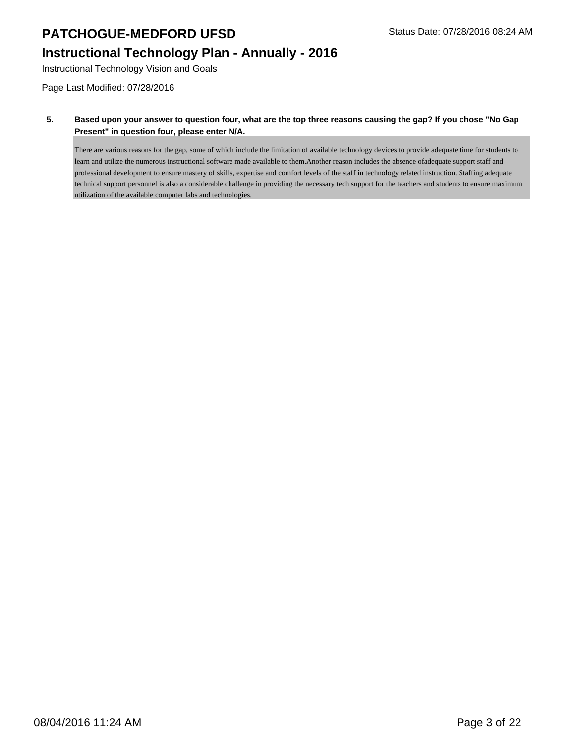**5. Based upon your answer to question four, what are the top three reasons causing the gap? If you chose "No Gap Present" in question four, please enter N/A.**

There are various reasons for the gap, some of which include the limitation of available technology devices to provide adequate time for students to learn and utilize the numerous instructional software made available to them.Another reason includes the absence ofadequate support staff and professional development to ensure mastery of skills, expertise and comfort levels of the staff in technology related instruction. Staffing adequate technical support personnel is also a considerable challenge in providing the necessary tech support for the teachers and students to ensure maximum utilization of the available computer labs and technologies.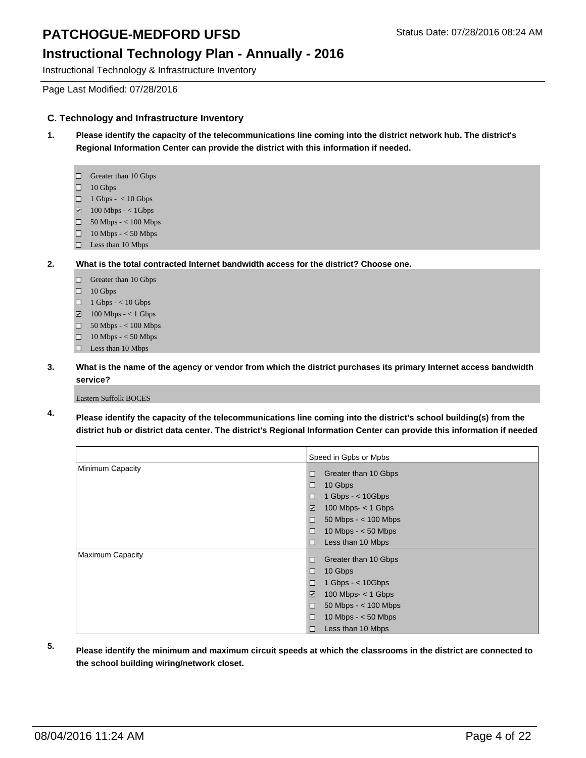# PATCHOGUE-MEDFORD UFSD

Status Date: 07/28/2016 08:24 AM

## Instructional Technology Plan - Annually - 2016

Instructional Technology & Infrastructure Inventory

Page Last Modified: 07/28/2016

### C. Technology and Infrastructure Inventory

**1. Please identify the capacity of the telecommunications line coming into the district network hub. The district's Regional Information Center can provide the district with this information if needed.**

- ☐ Greater than 10 Gbps
- ☐ 10 Gbps
- ☐ 1 Gbps - < 10 Gbps
- ☑ 100 Mbps - < 1Gbps
- ☐ 50 Mbps - < 100 Mbps
- ☐ 10 Mbps - < 50 Mbps
- ☐ Less than 10 Mbps

**2. What is the total contracted Internet bandwidth access for the district? Choose one.**

- ☐ Greater than 10 Gbps
- ☐ 10 Gbps
- ☐ 1 Gbps - < 10 Gbps
- ☑ 100 Mbps - < 1 Gbps
- ☐ 50 Mbps - < 100 Mbps
- ☐ 10 Mbps - < 50 Mbps
- ☐ Less than 10 Mbps

**3. What is the name of the agency or vendor from which the district purchases its primary Internet access bandwidth service?**

Eastern Suffolk BOCES

**4. Please identify the capacity of the telecommunications line coming into the district's school building(s) from the district hub or district data center. The district's Regional Information Center can provide this information if needed**

| | Speed in Gpbs or Mpbs |
|---|---|
| Minimum Capacity | ☐ Greater than 10 Gbps<br>☐ 10 Gbps<br>☐ 1 Gbps - < 10Gbps<br>☑ 100 Mbps- < 1 Gbps<br>☐ 50 Mbps - < 100 Mbps<br>☐ 10 Mbps - < 50 Mbps<br>☐ Less than 10 Mbps |
| Maximum Capacity | ☐ Greater than 10 Gbps<br>☐ 10 Gbps<br>☐ 1 Gbps - < 10Gbps<br>☑ 100 Mbps- < 1 Gbps<br>☐ 50 Mbps - < 100 Mbps<br>☐ 10 Mbps - < 50 Mbps<br>☐ Less than 10 Mbps |

**5. Please identify the minimum and maximum circuit speeds at which the classrooms in the district are connected to the school building wiring/network closet.**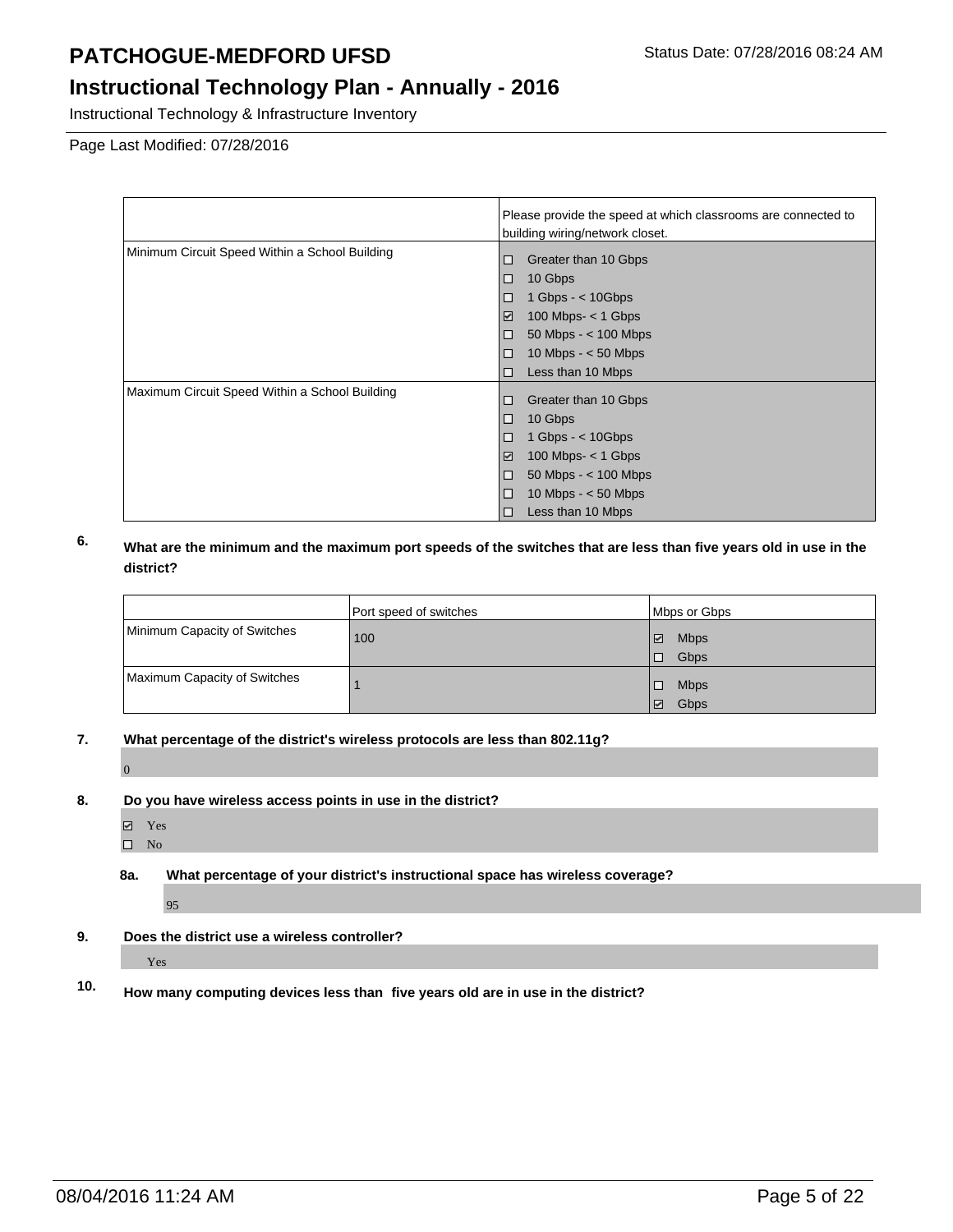# PATCHOGUE-MEDFORD UFSD

## Instructional Technology Plan - Annually - 2016

Instructional Technology & Infrastructure Inventory

Page Last Modified: 07/28/2016

| | Please provide the speed at which classrooms are connected to building wiring/network closet. |
|---|---|
| Minimum Circuit Speed Within a School Building | ☐ Greater than 10 Gbps<br>☐ 10 Gbps<br>☐ 1 Gbps - < 10Gbps<br>☑ 100 Mbps- < 1 Gbps<br>☐ 50 Mbps - < 100 Mbps<br>☐ 10 Mbps - < 50 Mbps<br>☐ Less than 10 Mbps |
| Maximum Circuit Speed Within a School Building | ☐ Greater than 10 Gbps<br>☐ 10 Gbps<br>☐ 1 Gbps - < 10Gbps<br>☑ 100 Mbps- < 1 Gbps<br>☐ 50 Mbps - < 100 Mbps<br>☐ 10 Mbps - < 50 Mbps<br>☐ Less than 10 Mbps |

**6. What are the minimum and the maximum port speeds of the switches that are less than five years old in use in the district?**

| | Port speed of switches | Mbps or Gbps |
|---|---|---|
| Minimum Capacity of Switches | 100 | ☑ Mbps<br>☐ Gbps |
| Maximum Capacity of Switches | 1 | ☐ Mbps<br>☑ Gbps |

**7. What percentage of the district's wireless protocols are less than 802.11g?**

0

**8. Do you have wireless access points in use in the district?**

☑ Yes
☐ No

**8a. What percentage of your district's instructional space has wireless coverage?**

95

**9. Does the district use a wireless controller?**

Yes

**10. How many computing devices less than five years old are in use in the district?**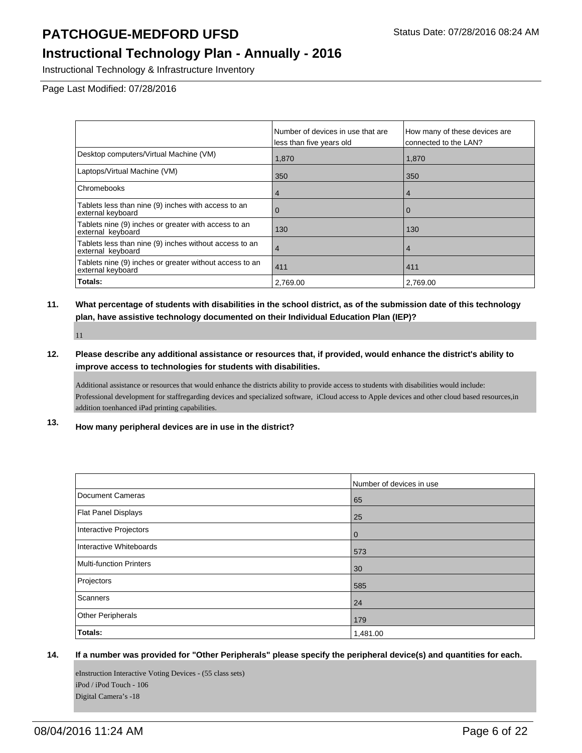# PATCHOGUE-MEDFORD UFSD

## Instructional Technology Plan - Annually - 2016

Instructional Technology & Infrastructure Inventory

Page Last Modified: 07/28/2016

| | Number of devices in use that are less than five years old | How many of these devices are connected to the LAN? |
|---|---|---|
| Desktop computers/Virtual Machine (VM) | 1,870 | 1,870 |
| Laptops/Virtual Machine (VM) | 350 | 350 |
| Chromebooks | 4 | 4 |
| Tablets less than nine (9) inches with access to an external keyboard | 0 | 0 |
| Tablets nine (9) inches or greater with access to an external keyboard | 130 | 130 |
| Tablets less than nine (9) inches without access to an external keyboard | 4 | 4 |
| Tablets nine (9) inches or greater without access to an external keyboard | 411 | 411 |
| **Totals:** | 2,769.00 | 2,769.00 |

**11. What percentage of students with disabilities in the school district, as of the submission date of this technology plan, have assistive technology documented on their Individual Education Plan (IEP)?**

11

**12. Please describe any additional assistance or resources that, if provided, would enhance the district's ability to improve access to technologies for students with disabilities.**

Additional assistance or resources that would enhance the districts ability to provide access to students with disabilities would include: Professional development for staffregarding devices and specialized software, iCloud access to Apple devices and other cloud based resources,in addition toenhanced iPad printing capabilities.

**13. How many peripheral devices are in use in the district?**

| | Number of devices in use |
|---|---|
| Document Cameras | 65 |
| Flat Panel Displays | 25 |
| Interactive Projectors | 0 |
| Interactive Whiteboards | 573 |
| Multi-function Printers | 30 |
| Projectors | 585 |
| Scanners | 24 |
| Other Peripherals | 179 |
| **Totals:** | 1,481.00 |

**14. If a number was provided for "Other Peripherals" please specify the peripheral device(s) and quantities for each.**

eInstruction Interactive Voting Devices - (55 class sets)
iPod / iPod Touch - 106
Digital Camera's -18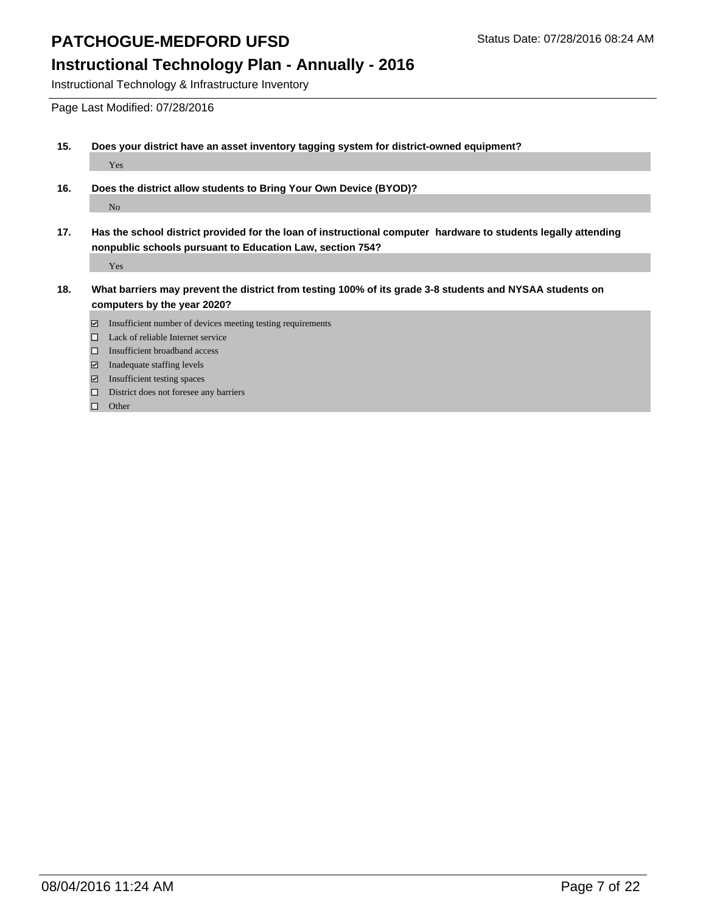# PATCHOGUE-MEDFORD UFSD

Status Date: 07/28/2016 08:24 AM

## Instructional Technology Plan - Annually - 2016

Instructional Technology & Infrastructure Inventory

Page Last Modified: 07/28/2016

**15. Does your district have an asset inventory tagging system for district-owned equipment?**

Yes

**16. Does the district allow students to Bring Your Own Device (BYOD)?**

No

**17. Has the school district provided for the loan of instructional computer hardware to students legally attending nonpublic schools pursuant to Education Law, section 754?**

Yes

**18. What barriers may prevent the district from testing 100% of its grade 3-8 students and NYSAA students on computers by the year 2020?**

- [x] Insufficient number of devices meeting testing requirements
- [ ] Lack of reliable Internet service
- [ ] Insufficient broadband access
- [x] Inadequate staffing levels
- [x] Insufficient testing spaces
- [ ] District does not foresee any barriers
- [ ] Other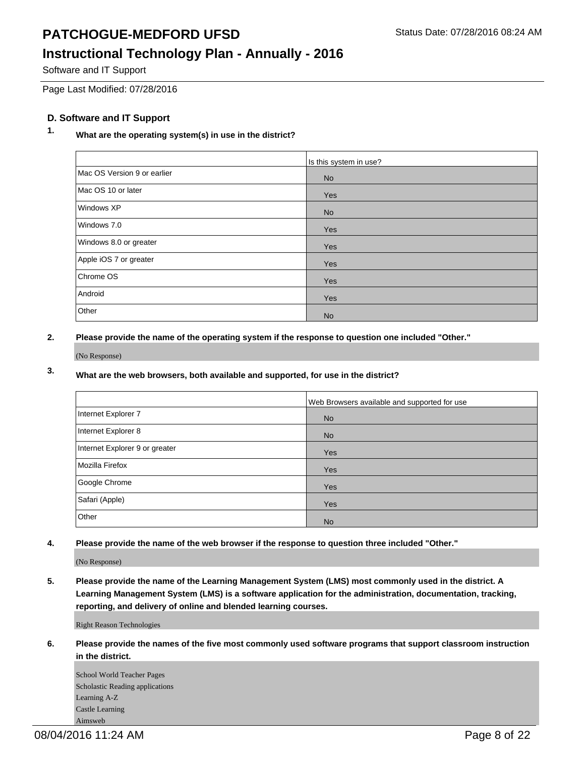## D. Software and IT Support

**1. What are the operating system(s) in use in the district?**

| | Is this system in use? |
|---|---|
| Mac OS Version 9 or earlier | No |
| Mac OS 10 or later | Yes |
| Windows XP | No |
| Windows 7.0 | Yes |
| Windows 8.0 or greater | Yes |
| Apple iOS 7 or greater | Yes |
| Chrome OS | Yes |
| Android | Yes |
| Other | No |

**2. Please provide the name of the operating system if the response to question one included "Other."**

(No Response)

**3. What are the web browsers, both available and supported, for use in the district?**

| | Web Browsers available and supported for use |
|---|---|
| Internet Explorer 7 | No |
| Internet Explorer 8 | No |
| Internet Explorer 9 or greater | Yes |
| Mozilla Firefox | Yes |
| Google Chrome | Yes |
| Safari (Apple) | Yes |
| Other | No |

**4. Please provide the name of the web browser if the response to question three included "Other."**

(No Response)

**5. Please provide the name of the Learning Management System (LMS) most commonly used in the district. A Learning Management System (LMS) is a software application for the administration, documentation, tracking, reporting, and delivery of online and blended learning courses.**

Right Reason Technologies

**6. Please provide the names of the five most commonly used software programs that support classroom instruction in the district.**

School World Teacher Pages
Scholastic Reading applications
Learning A-Z
Castle Learning
Aimsweb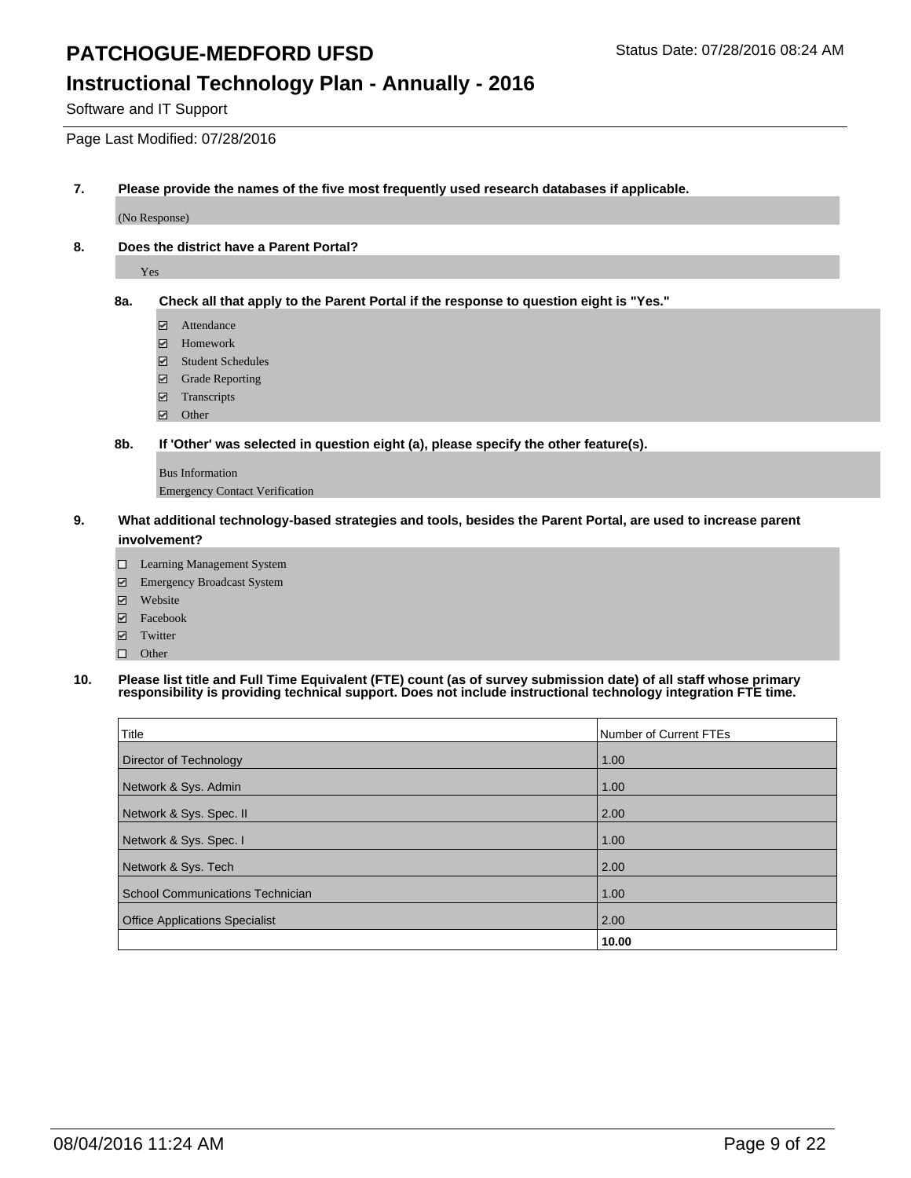# PATCHOGUE-MEDFORD UFSD

Status Date: 07/28/2016 08:24 AM

## Instructional Technology Plan - Annually - 2016

Software and IT Support

Page Last Modified: 07/28/2016

**7. Please provide the names of the five most frequently used research databases if applicable.**

(No Response)

**8. Does the district have a Parent Portal?**

Yes

**8a. Check all that apply to the Parent Portal if the response to question eight is "Yes."**

- ☑ Attendance
- ☑ Homework
- ☑ Student Schedules
- ☑ Grade Reporting
- ☑ Transcripts
- ☑ Other

**8b. If 'Other' was selected in question eight (a), please specify the other feature(s).**

Bus Information
Emergency Contact Verification

**9. What additional technology-based strategies and tools, besides the Parent Portal, are used to increase parent involvement?**

- ☐ Learning Management System
- ☑ Emergency Broadcast System
- ☑ Website
- ☑ Facebook
- ☑ Twitter
- ☐ Other

**10. Please list title and Full Time Equivalent (FTE) count (as of survey submission date) of all staff whose primary responsibility is providing technical support. Does not include instructional technology integration FTE time.**

| Title | Number of Current FTEs |
|---|---|
| Director of Technology | 1.00 |
| Network & Sys. Admin | 1.00 |
| Network & Sys. Spec. II | 2.00 |
| Network & Sys. Spec. I | 1.00 |
| Network & Sys. Tech | 2.00 |
| School Communications Technician | 1.00 |
| Office Applications Specialist | 2.00 |
| | **10.00** |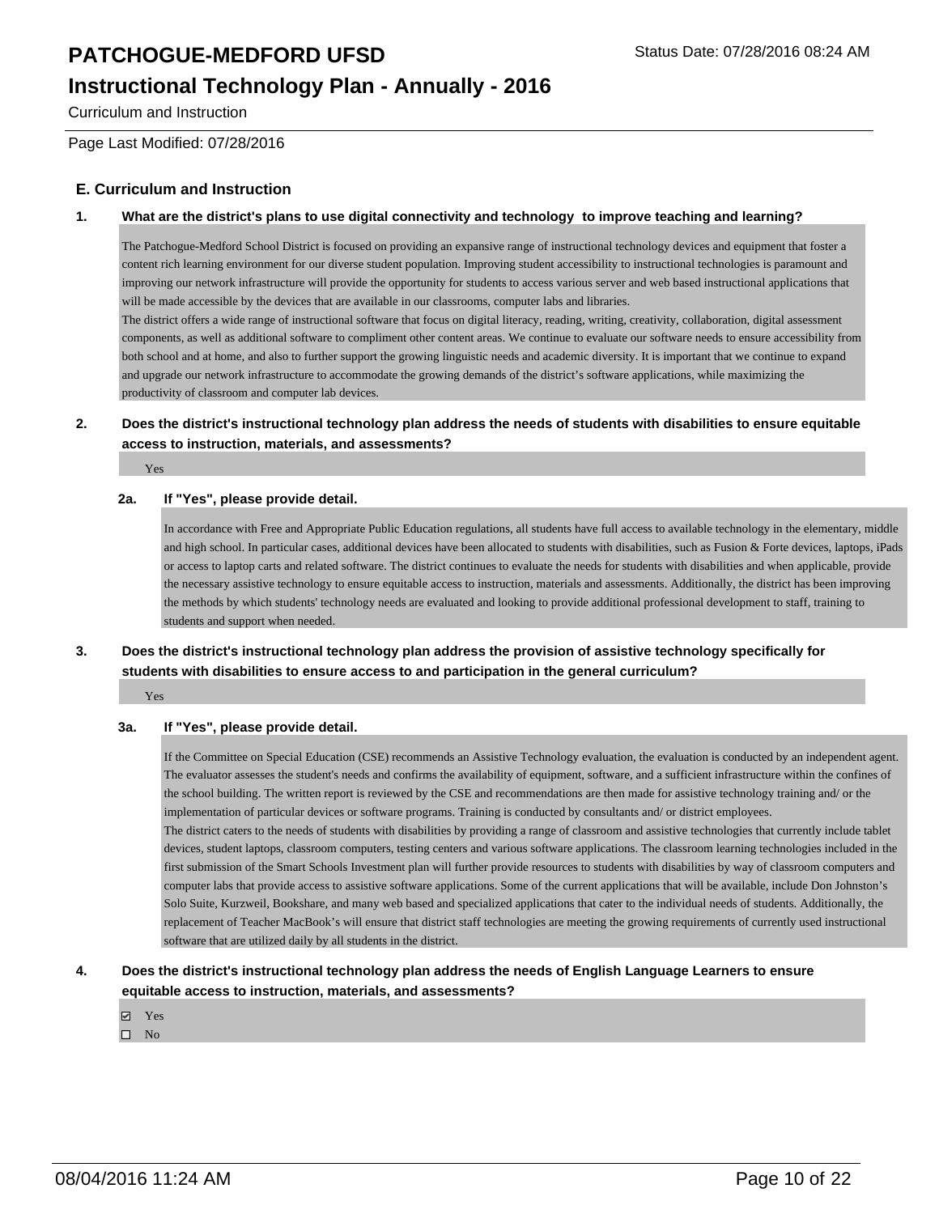## E. Curriculum and Instruction

**1. What are the district's plans to use digital connectivity and technology to improve teaching and learning?**

The Patchogue-Medford School District is focused on providing an expansive range of instructional technology devices and equipment that foster a content rich learning environment for our diverse student population. Improving student accessibility to instructional technologies is paramount and improving our network infrastructure will provide the opportunity for students to access various server and web based instructional applications that will be made accessible by the devices that are available in our classrooms, computer labs and libraries.
The district offers a wide range of instructional software that focus on digital literacy, reading, writing, creativity, collaboration, digital assessment components, as well as additional software to compliment other content areas. We continue to evaluate our software needs to ensure accessibility from both school and at home, and also to further support the growing linguistic needs and academic diversity. It is important that we continue to expand and upgrade our network infrastructure to accommodate the growing demands of the district's software applications, while maximizing the productivity of classroom and computer lab devices.

**2. Does the district's instructional technology plan address the needs of students with disabilities to ensure equitable access to instruction, materials, and assessments?**

Yes

**2a. If "Yes", please provide detail.**

In accordance with Free and Appropriate Public Education regulations, all students have full access to available technology in the elementary, middle and high school. In particular cases, additional devices have been allocated to students with disabilities, such as Fusion & Forte devices, laptops, iPads or access to laptop carts and related software. The district continues to evaluate the needs for students with disabilities and when applicable, provide the necessary assistive technology to ensure equitable access to instruction, materials and assessments. Additionally, the district has been improving the methods by which students' technology needs are evaluated and looking to provide additional professional development to staff, training to students and support when needed.

**3. Does the district's instructional technology plan address the provision of assistive technology specifically for students with disabilities to ensure access to and participation in the general curriculum?**

Yes

**3a. If "Yes", please provide detail.**

If the Committee on Special Education (CSE) recommends an Assistive Technology evaluation, the evaluation is conducted by an independent agent. The evaluator assesses the student's needs and confirms the availability of equipment, software, and a sufficient infrastructure within the confines of the school building. The written report is reviewed by the CSE and recommendations are then made for assistive technology training and/ or the implementation of particular devices or software programs. Training is conducted by consultants and/ or district employees.
The district caters to the needs of students with disabilities by providing a range of classroom and assistive technologies that currently include tablet devices, student laptops, classroom computers, testing centers and various software applications. The classroom learning technologies included in the first submission of the Smart Schools Investment plan will further provide resources to students with disabilities by way of classroom computers and computer labs that provide access to assistive software applications. Some of the current applications that will be available, include Don Johnston's Solo Suite, Kurzweil, Bookshare, and many web based and specialized applications that cater to the individual needs of students. Additionally, the replacement of Teacher MacBook's will ensure that district staff technologies are meeting the growing requirements of currently used instructional software that are utilized daily by all students in the district.

**4. Does the district's instructional technology plan address the needs of English Language Learners to ensure equitable access to instruction, materials, and assessments?**

- ☑ Yes
- ☐ No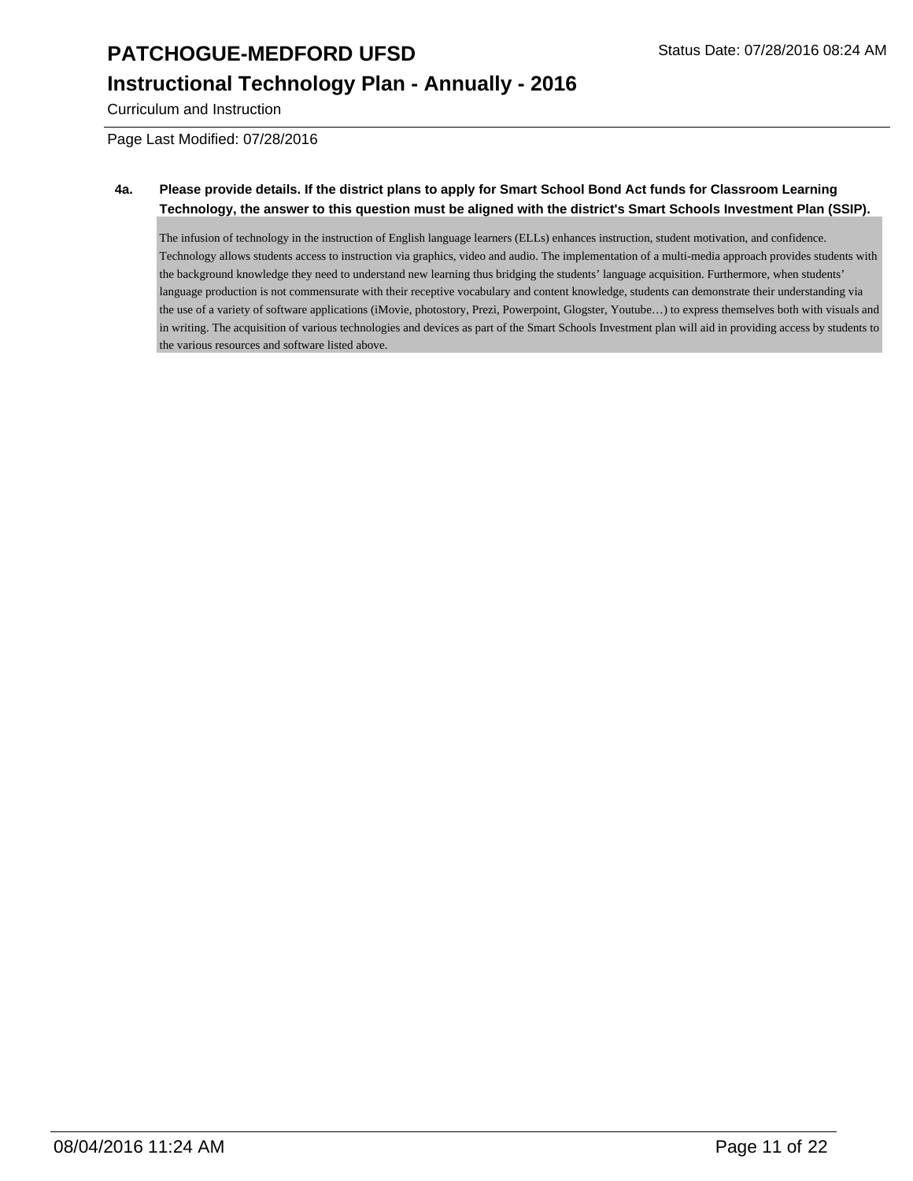**4a. Please provide details. If the district plans to apply for Smart School Bond Act funds for Classroom Learning Technology, the answer to this question must be aligned with the district's Smart Schools Investment Plan (SSIP).**

The infusion of technology in the instruction of English language learners (ELLs) enhances instruction, student motivation, and confidence. Technology allows students access to instruction via graphics, video and audio. The implementation of a multi-media approach provides students with the background knowledge they need to understand new learning thus bridging the students' language acquisition. Furthermore, when students' language production is not commensurate with their receptive vocabulary and content knowledge, students can demonstrate their understanding via the use of a variety of software applications (iMovie, photostory, Prezi, Powerpoint, Glogster, Youtube…) to express themselves both with visuals and in writing. The acquisition of various technologies and devices as part of the Smart Schools Investment plan will aid in providing access by students to the various resources and software listed above.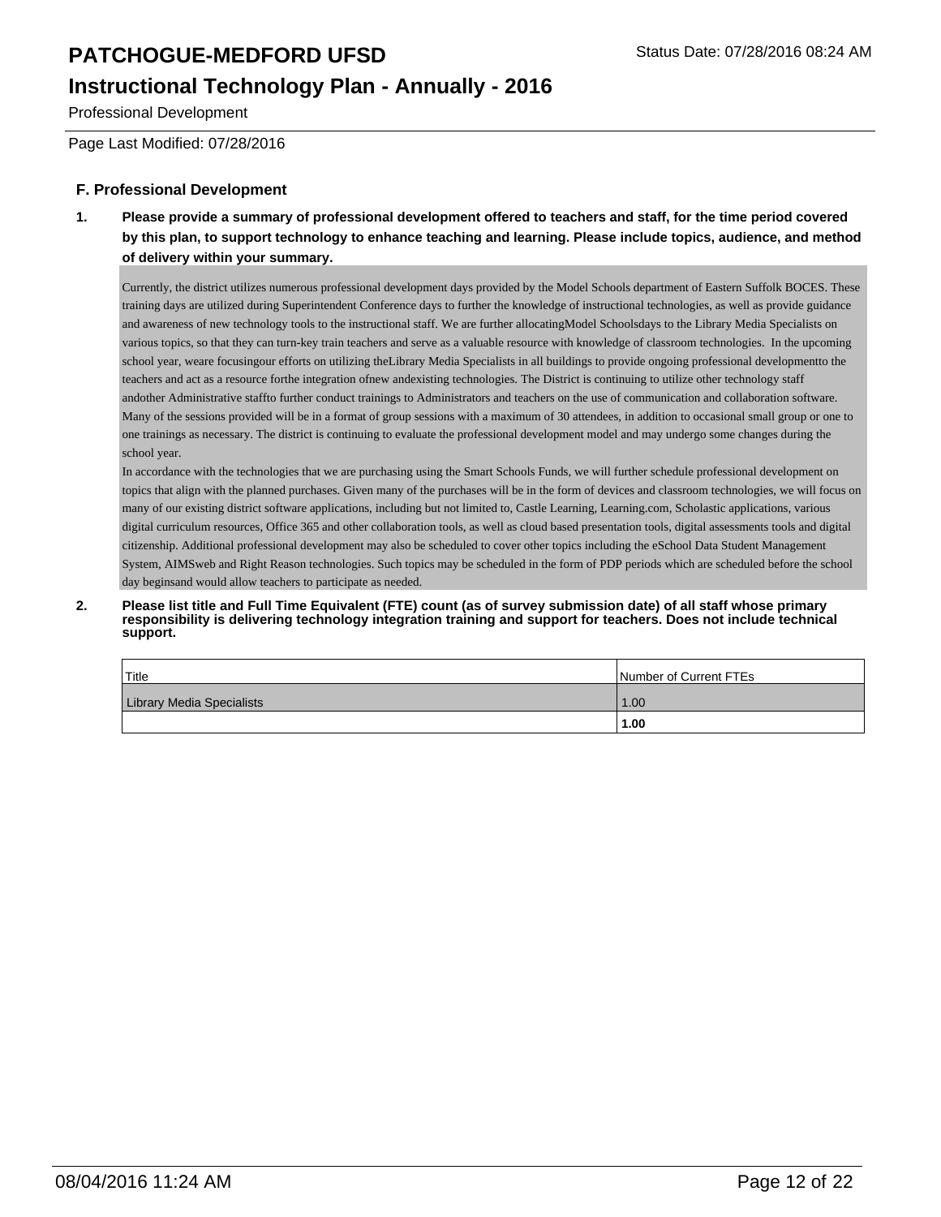## F. Professional Development

**1. Please provide a summary of professional development offered to teachers and staff, for the time period covered by this plan, to support technology to enhance teaching and learning. Please include topics, audience, and method of delivery within your summary.**

Currently, the district utilizes numerous professional development days provided by the Model Schools department of Eastern Suffolk BOCES. These training days are utilized during Superintendent Conference days to further the knowledge of instructional technologies, as well as provide guidance and awareness of new technology tools to the instructional staff. We are further allocatingModel Schoolsdays to the Library Media Specialists on various topics, so that they can turn-key train teachers and serve as a valuable resource with knowledge of classroom technologies. In the upcoming school year, weare focusingour efforts on utilizing theLibrary Media Specialists in all buildings to provide ongoing professional developmentto the teachers and act as a resource forthe integration ofnew andexisting technologies. The District is continuing to utilize other technology staff andother Administrative staffto further conduct trainings to Administrators and teachers on the use of communication and collaboration software. Many of the sessions provided will be in a format of group sessions with a maximum of 30 attendees, in addition to occasional small group or one to one trainings as necessary. The district is continuing to evaluate the professional development model and may undergo some changes during the school year.

In accordance with the technologies that we are purchasing using the Smart Schools Funds, we will further schedule professional development on topics that align with the planned purchases. Given many of the purchases will be in the form of devices and classroom technologies, we will focus on many of our existing district software applications, including but not limited to, Castle Learning, Learning.com, Scholastic applications, various digital curriculum resources, Office 365 and other collaboration tools, as well as cloud based presentation tools, digital assessments tools and digital citizenship. Additional professional development may also be scheduled to cover other topics including the eSchool Data Student Management System, AIMSweb and Right Reason technologies. Such topics may be scheduled in the form of PDP periods which are scheduled before the school day beginsand would allow teachers to participate as needed.

**2. Please list title and Full Time Equivalent (FTE) count (as of survey submission date) of all staff whose primary responsibility is delivering technology integration training and support for teachers. Does not include technical support.**

| Title | Number of Current FTEs |
|---|---|
| Library Media Specialists | 1.00 |
| | **1.00** |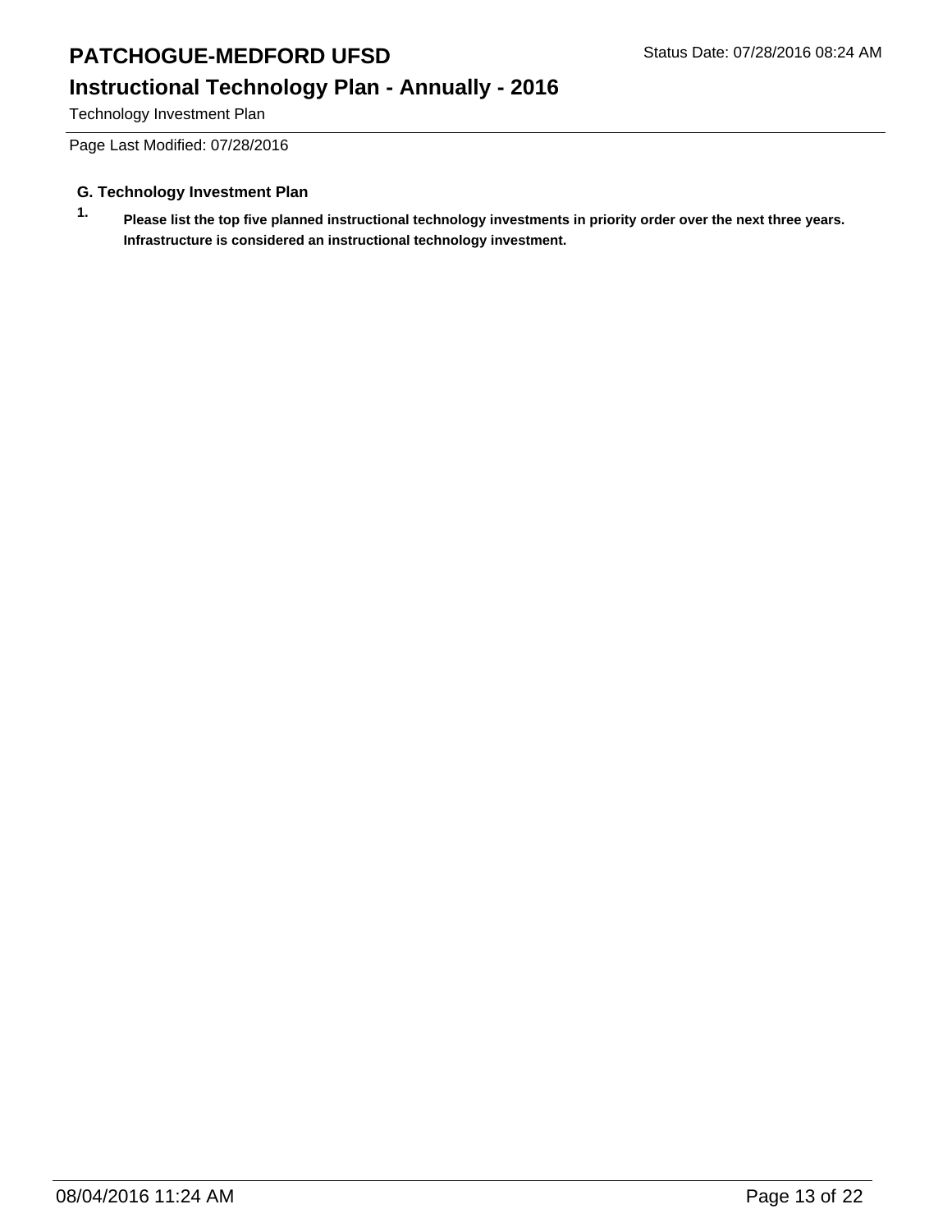# PATCHOGUE-MEDFORD UFSD

Status Date: 07/28/2016 08:24 AM

## Instructional Technology Plan - Annually - 2016

Technology Investment Plan

Page Last Modified: 07/28/2016

### G. Technology Investment Plan

1. **Please list the top five planned instructional technology investments in priority order over the next three years. Infrastructure is considered an instructional technology investment.**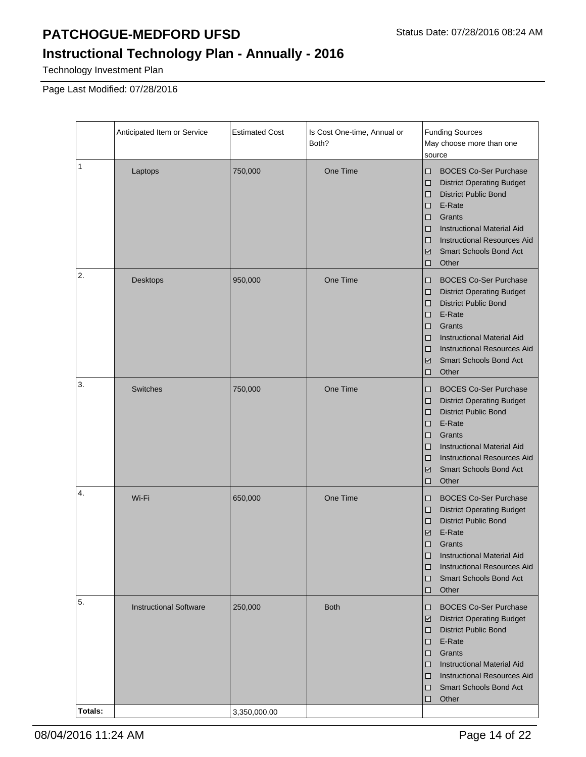# PATCHOGUE-MEDFORD UFSD

Status Date: 07/28/2016 08:24 AM

## Instructional Technology Plan - Annually - 2016

Technology Investment Plan

Page Last Modified: 07/28/2016

| | Anticipated Item or Service | Estimated Cost | Is Cost One-time, Annual or Both? | Funding Sources May choose more than one source |
|---|---|---|---|---|
| 1 | Laptops | 750,000 | One Time | ☐ BOCES Co-Ser Purchase<br>☐ District Operating Budget<br>☐ District Public Bond<br>☐ E-Rate<br>☐ Grants<br>☐ Instructional Material Aid<br>☐ Instructional Resources Aid<br>☑ Smart Schools Bond Act<br>☐ Other |
| 2. | Desktops | 950,000 | One Time | ☐ BOCES Co-Ser Purchase<br>☐ District Operating Budget<br>☐ District Public Bond<br>☐ E-Rate<br>☐ Grants<br>☐ Instructional Material Aid<br>☐ Instructional Resources Aid<br>☑ Smart Schools Bond Act<br>☐ Other |
| 3. | Switches | 750,000 | One Time | ☐ BOCES Co-Ser Purchase<br>☐ District Operating Budget<br>☐ District Public Bond<br>☐ E-Rate<br>☐ Grants<br>☐ Instructional Material Aid<br>☐ Instructional Resources Aid<br>☑ Smart Schools Bond Act<br>☐ Other |
| 4. | Wi-Fi | 650,000 | One Time | ☐ BOCES Co-Ser Purchase<br>☐ District Operating Budget<br>☐ District Public Bond<br>☑ E-Rate<br>☐ Grants<br>☐ Instructional Material Aid<br>☐ Instructional Resources Aid<br>☐ Smart Schools Bond Act<br>☐ Other |
| 5. | Instructional Software | 250,000 | Both | ☐ BOCES Co-Ser Purchase<br>☑ District Operating Budget<br>☐ District Public Bond<br>☐ E-Rate<br>☐ Grants<br>☐ Instructional Material Aid<br>☐ Instructional Resources Aid<br>☐ Smart Schools Bond Act<br>☐ Other |
| **Totals:** | | 3,350,000.00 | | |

08/04/2016 11:24 AM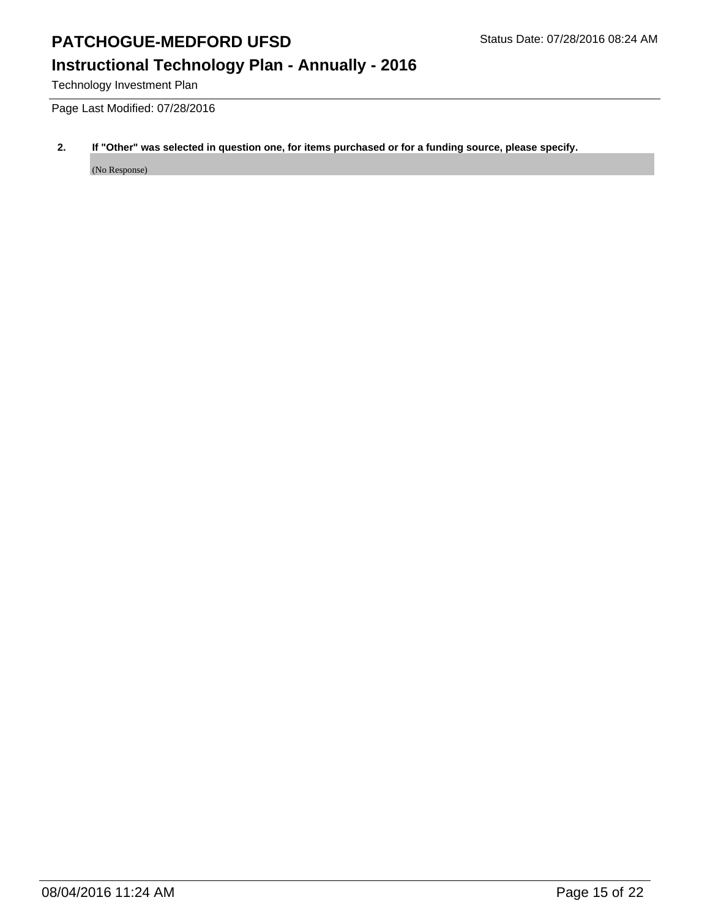# PATCHOGUE-MEDFORD UFSD

Status Date: 07/28/2016 08:24 AM

## Instructional Technology Plan - Annually - 2016

Technology Investment Plan

Page Last Modified: 07/28/2016

**2. If "Other" was selected in question one, for items purchased or for a funding source, please specify.**

(No Response)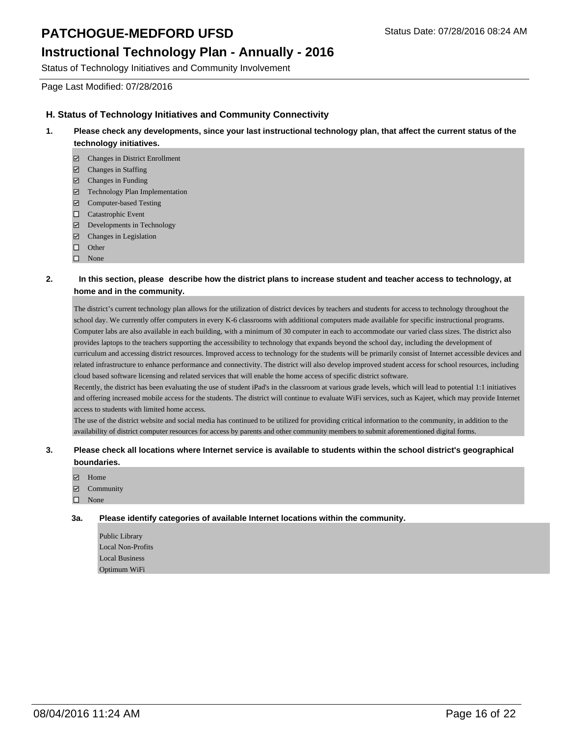## H. Status of Technology Initiatives and Community Connectivity

**1. Please check any developments, since your last instructional technology plan, that affect the current status of the technology initiatives.**

- [x] Changes in District Enrollment
- [x] Changes in Staffing
- [x] Changes in Funding
- [x] Technology Plan Implementation
- [x] Computer-based Testing
- [ ] Catastrophic Event
- [x] Developments in Technology
- [x] Changes in Legislation
- [ ] Other
- [ ] None

**2. In this section, please describe how the district plans to increase student and teacher access to technology, at home and in the community.**

The district's current technology plan allows for the utilization of district devices by teachers and students for access to technology throughout the school day. We currently offer computers in every K-6 classrooms with additional computers made available for specific instructional programs. Computer labs are also available in each building, with a minimum of 30 computer in each to accommodate our varied class sizes. The district also provides laptops to the teachers supporting the accessibility to technology that expands beyond the school day, including the development of curriculum and accessing district resources. Improved access to technology for the students will be primarily consist of Internet accessible devices and related infrastructure to enhance performance and connectivity. The district will also develop improved student access for school resources, including cloud based software licensing and related services that will enable the home access of specific district software.
Recently, the district has been evaluating the use of student iPad's in the classroom at various grade levels, which will lead to potential 1:1 initiatives and offering increased mobile access for the students. The district will continue to evaluate WiFi services, such as Kajeet, which may provide Internet access to students with limited home access.
The use of the district website and social media has continued to be utilized for providing critical information to the community, in addition to the availability of district computer resources for access by parents and other community members to submit aforementioned digital forms.

**3. Please check all locations where Internet service is available to students within the school district's geographical boundaries.**

- [x] Home
- [x] Community
- [ ] None

**3a. Please identify categories of available Internet locations within the community.**

Public Library
Local Non-Profits
Local Business
Optimum WiFi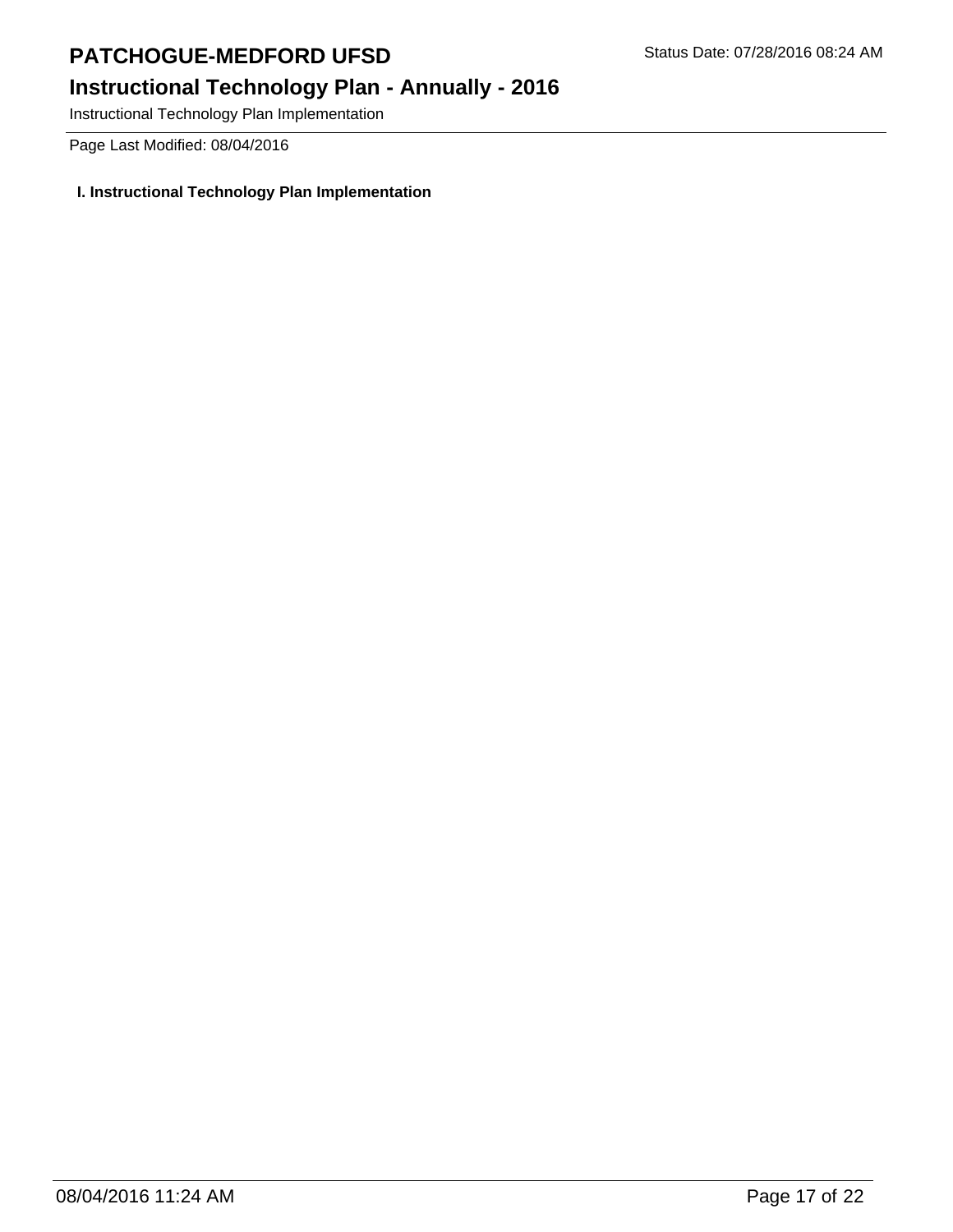Instructional Technology Plan Implementation

Page Last Modified: 08/04/2016

**I. Instructional Technology Plan Implementation**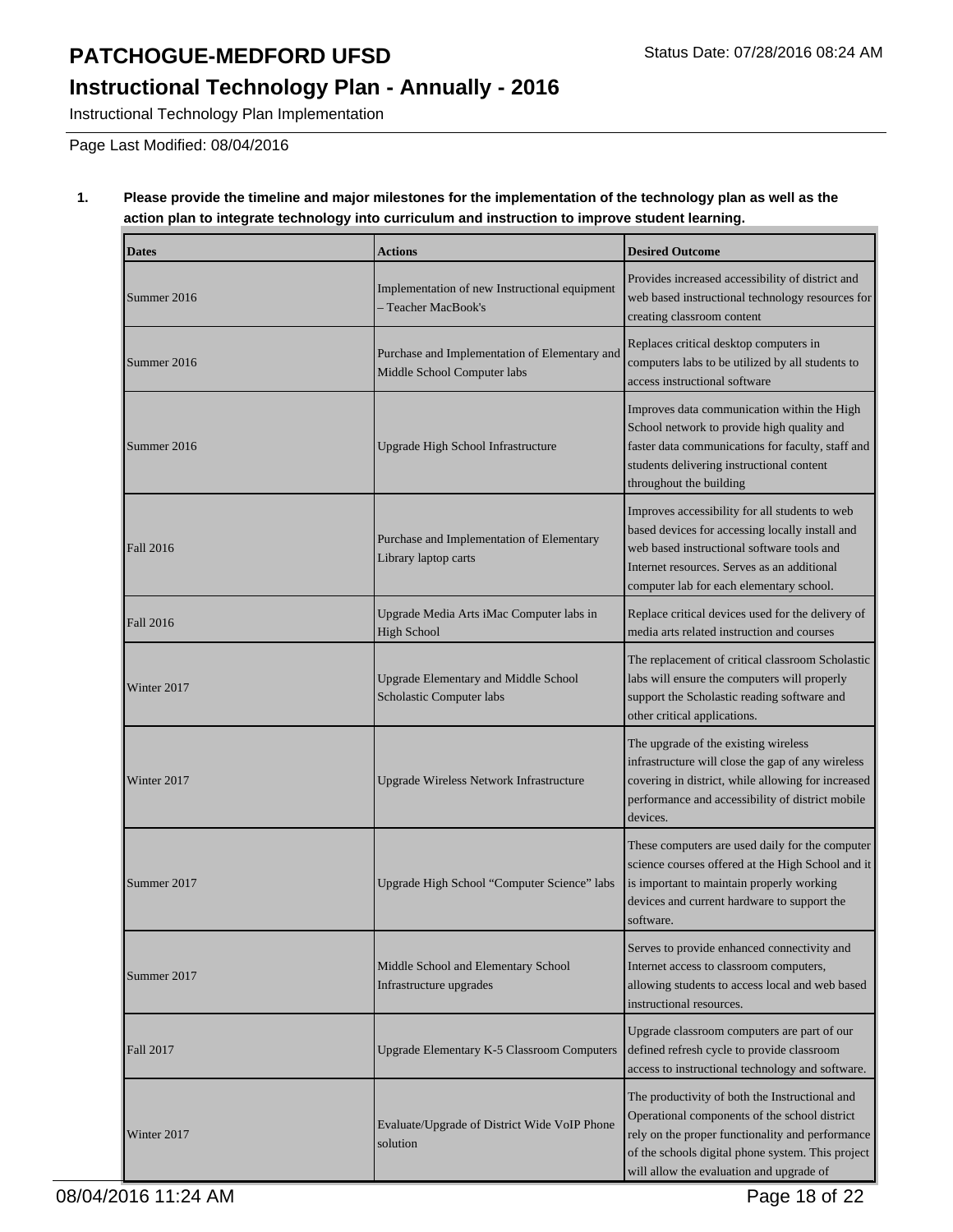# PATCHOGUE-MEDFORD UFSD

## Instructional Technology Plan - Annually - 2016

Instructional Technology Plan Implementation

Page Last Modified: 08/04/2016

**1. Please provide the timeline and major milestones for the implementation of the technology plan as well as the action plan to integrate technology into curriculum and instruction to improve student learning.**

| Dates | Actions | Desired Outcome |
|---|---|---|
| Summer 2016 | Implementation of new Instructional equipment – Teacher MacBook's | Provides increased accessibility of district and web based instructional technology resources for creating classroom content |
| Summer 2016 | Purchase and Implementation of Elementary and Middle School Computer labs | Replaces critical desktop computers in computers labs to be utilized by all students to access instructional software |
| Summer 2016 | Upgrade High School Infrastructure | Improves data communication within the High School network to provide high quality and faster data communications for faculty, staff and students delivering instructional content throughout the building |
| Fall 2016 | Purchase and Implementation of Elementary Library laptop carts | Improves accessibility for all students to web based devices for accessing locally install and web based instructional software tools and Internet resources. Serves as an additional computer lab for each elementary school. |
| Fall 2016 | Upgrade Media Arts iMac Computer labs in High School | Replace critical devices used for the delivery of media arts related instruction and courses |
| Winter 2017 | Upgrade Elementary and Middle School Scholastic Computer labs | The replacement of critical classroom Scholastic labs will ensure the computers will properly support the Scholastic reading software and other critical applications. |
| Winter 2017 | Upgrade Wireless Network Infrastructure | The upgrade of the existing wireless infrastructure will close the gap of any wireless covering in district, while allowing for increased performance and accessibility of district mobile devices. |
| Summer 2017 | Upgrade High School "Computer Science" labs | These computers are used daily for the computer science courses offered at the High School and it is important to maintain properly working devices and current hardware to support the software. |
| Summer 2017 | Middle School and Elementary School Infrastructure upgrades | Serves to provide enhanced connectivity and Internet access to classroom computers, allowing students to access local and web based instructional resources. |
| Fall 2017 | Upgrade Elementary K-5 Classroom Computers | Upgrade classroom computers are part of our defined refresh cycle to provide classroom access to instructional technology and software. |
| Winter 2017 | Evaluate/Upgrade of District Wide VoIP Phone solution | The productivity of both the Instructional and Operational components of the school district rely on the proper functionality and performance of the schools digital phone system. This project will allow the evaluation and upgrade of |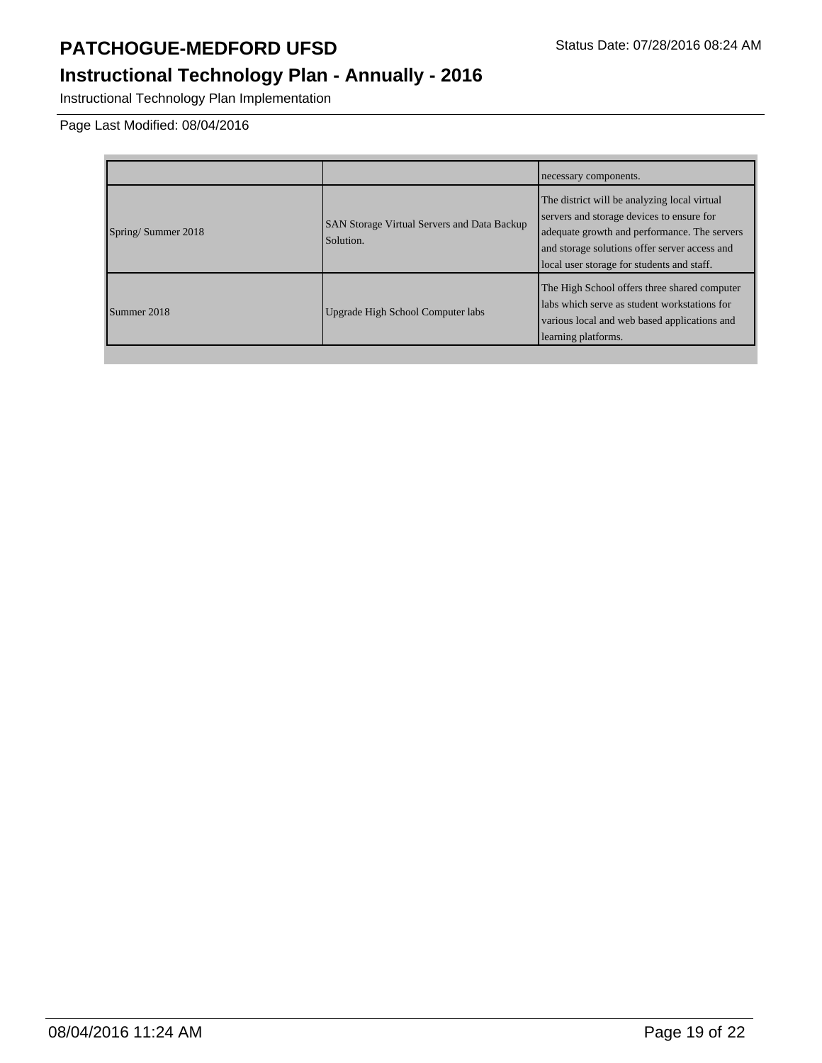# PATCHOGUE-MEDFORD UFSD

Status Date: 07/28/2016 08:24 AM

## Instructional Technology Plan - Annually - 2016

Instructional Technology Plan Implementation

Page Last Modified: 08/04/2016

| | | |
|---|---|---|
| | | necessary components. |
| Spring/ Summer 2018 | SAN Storage Virtual Servers and Data Backup Solution. | The district will be analyzing local virtual servers and storage devices to ensure for adequate growth and performance. The servers and storage solutions offer server access and local user storage for students and staff. |
| Summer 2018 | Upgrade High School Computer labs | The High School offers three shared computer labs which serve as student workstations for various local and web based applications and learning platforms. |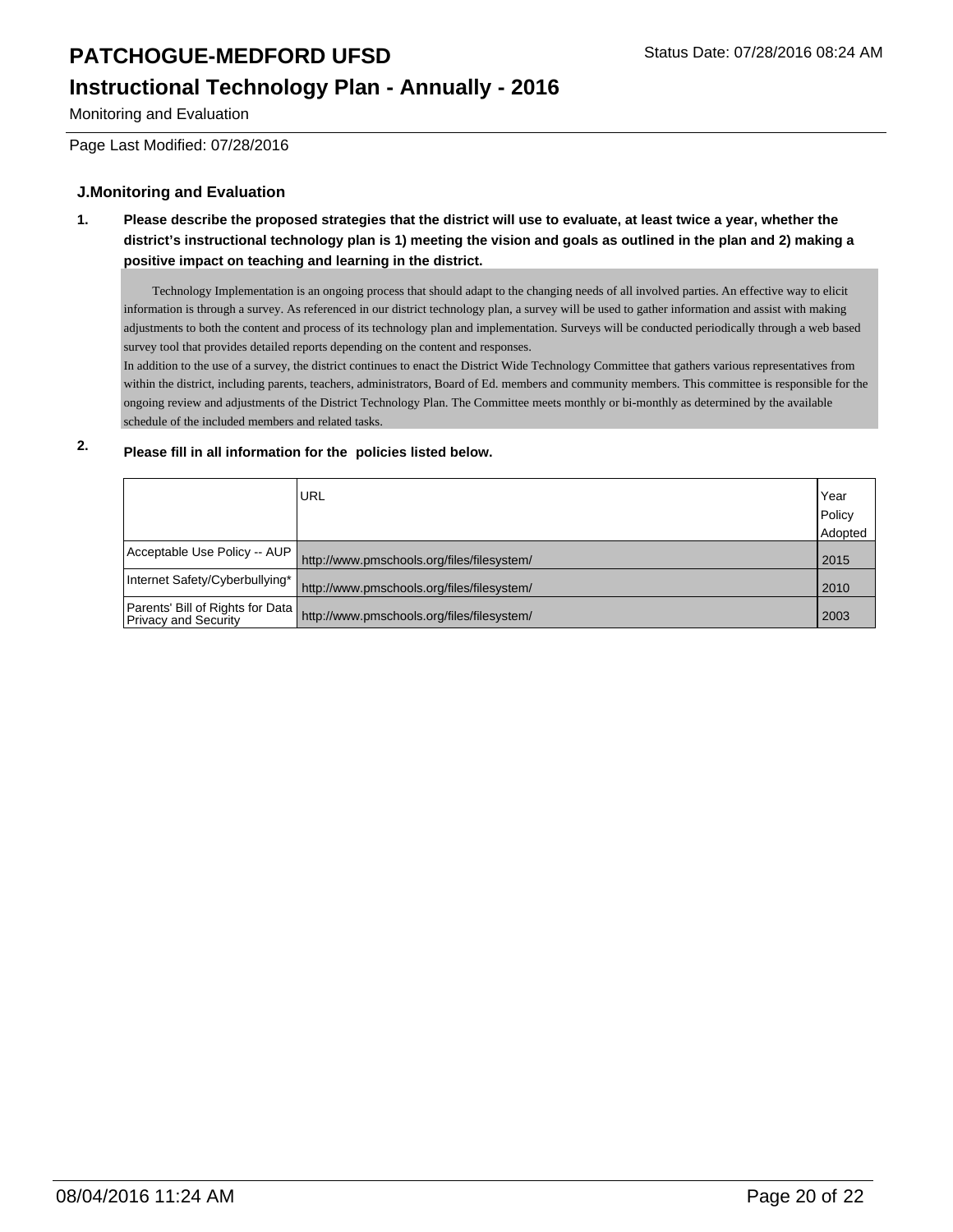## J.Monitoring and Evaluation

**1. Please describe the proposed strategies that the district will use to evaluate, at least twice a year, whether the district's instructional technology plan is 1) meeting the vision and goals as outlined in the plan and 2) making a positive impact on teaching and learning in the district.**

Technology Implementation is an ongoing process that should adapt to the changing needs of all involved parties. An effective way to elicit information is through a survey. As referenced in our district technology plan, a survey will be used to gather information and assist with making adjustments to both the content and process of its technology plan and implementation. Surveys will be conducted periodically through a web based survey tool that provides detailed reports depending on the content and responses.

In addition to the use of a survey, the district continues to enact the District Wide Technology Committee that gathers various representatives from within the district, including parents, teachers, administrators, Board of Ed. members and community members. This committee is responsible for the ongoing review and adjustments of the District Technology Plan. The Committee meets monthly or bi-monthly as determined by the available schedule of the included members and related tasks.

**2. Please fill in all information for the policies listed below.**

| | URL | Year Policy Adopted |
|---|---|---|
| Acceptable Use Policy -- AUP | http://www.pmschools.org/files/filesystem/ | 2015 |
| Internet Safety/Cyberbullying* | http://www.pmschools.org/files/filesystem/ | 2010 |
| Parents' Bill of Rights for Data Privacy and Security | http://www.pmschools.org/files/filesystem/ | 2003 |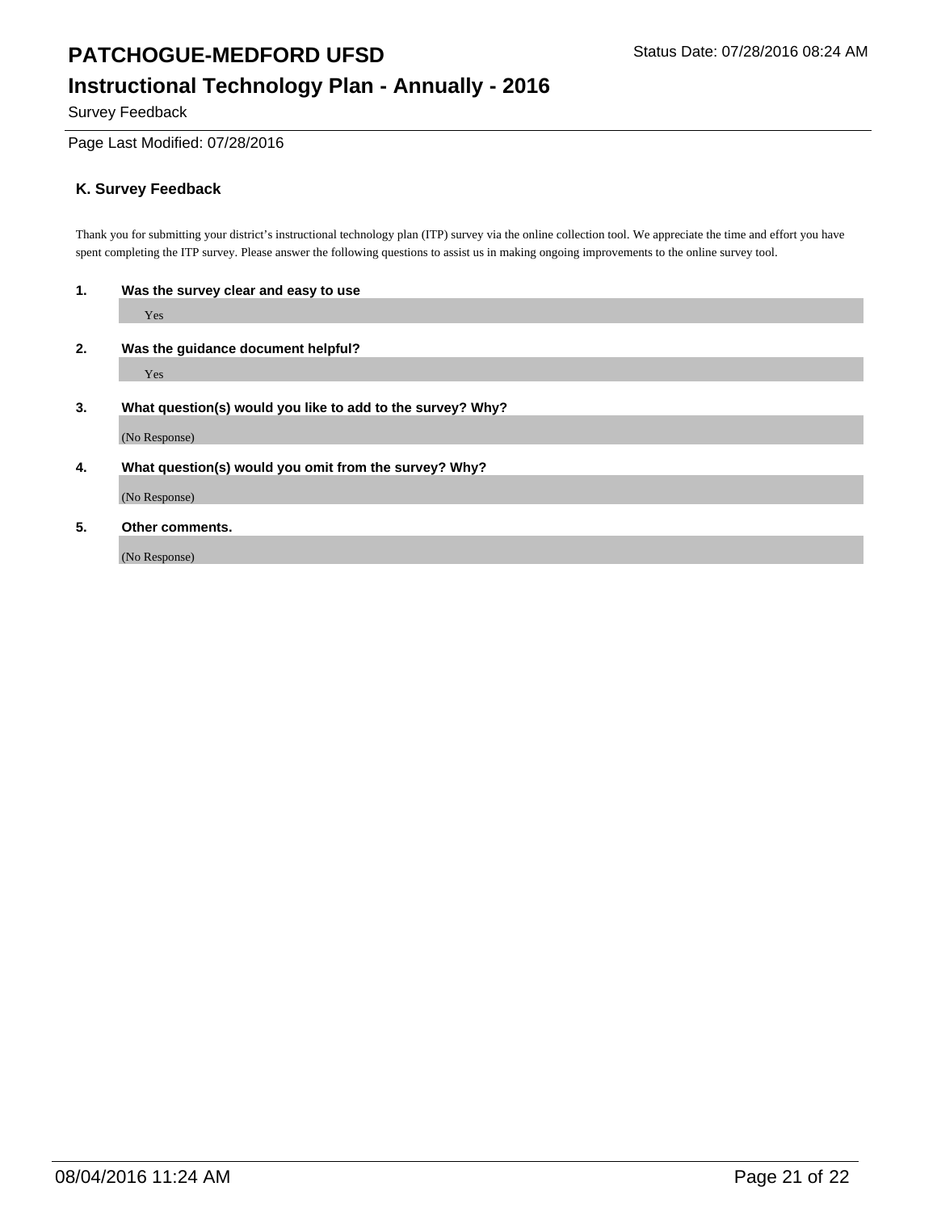## K. Survey Feedback

Thank you for submitting your district's instructional technology plan (ITP) survey via the online collection tool. We appreciate the time and effort you have spent completing the ITP survey. Please answer the following questions to assist us in making ongoing improvements to the online survey tool.

**1. Was the survey clear and easy to use**

Yes

**2. Was the guidance document helpful?**

Yes

**3. What question(s) would you like to add to the survey? Why?**

(No Response)

**4. What question(s) would you omit from the survey? Why?**

(No Response)

**5. Other comments.**

(No Response)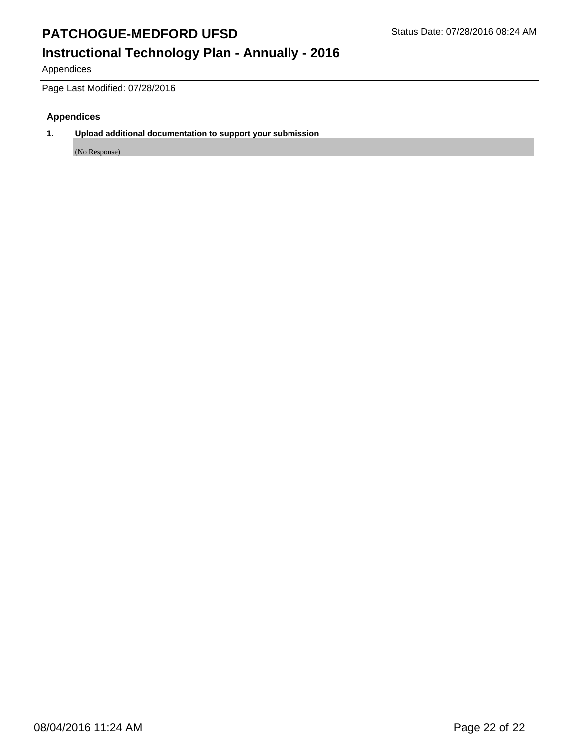Page Last Modified: 07/28/2016

## Appendices

**1. Upload additional documentation to support your submission**

(No Response)